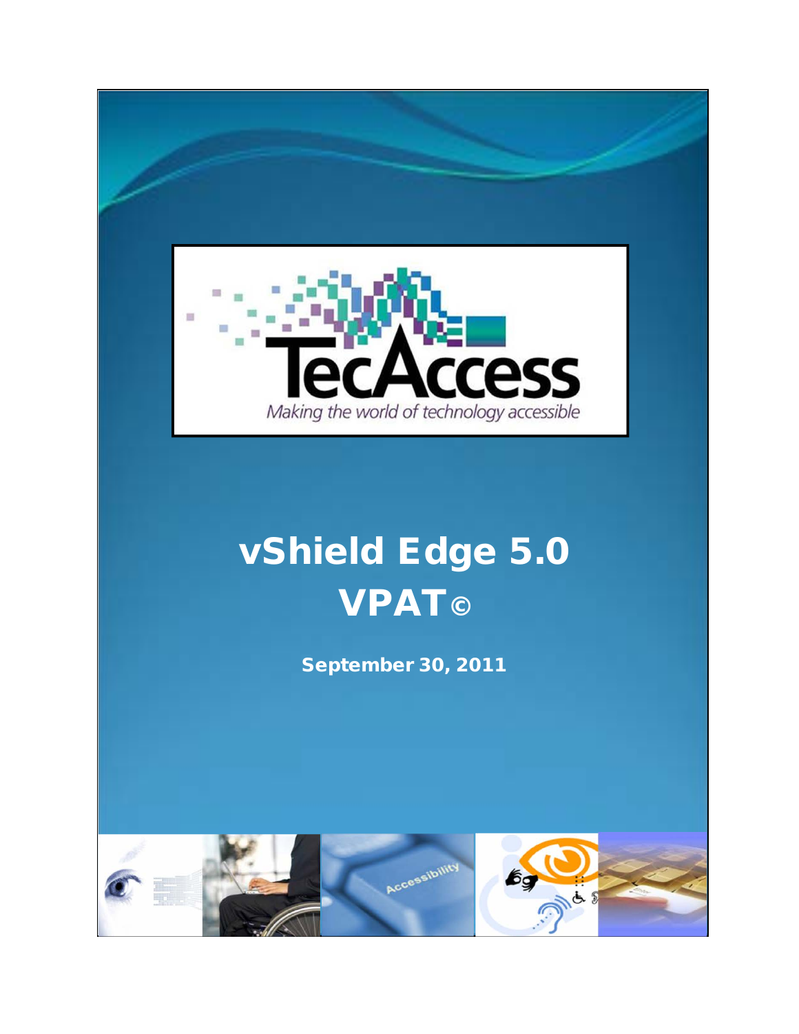TecAccess

*Making the world of technology accessible*

# vShield Edge 5.0 VPAT©

**September 30, 2011**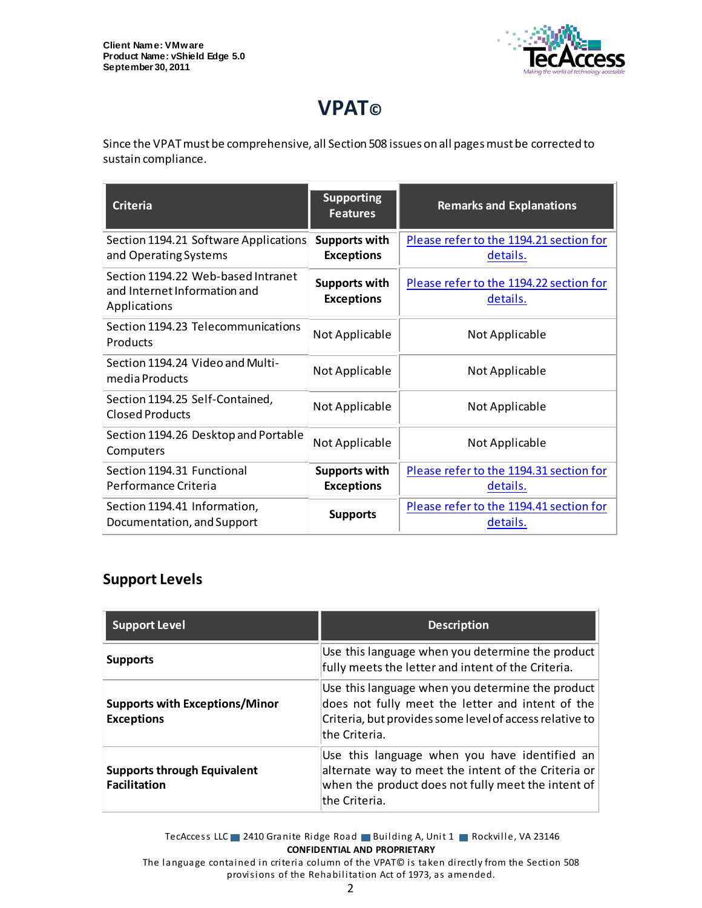# VPAT©

Since the VPAT must be comprehensive, all Section 508 issues on all pages must be corrected to sustain compliance.

| Criteria | Supporting Features | Remarks and Explanations |
|---|---|---|
| Section 1194.21 Software Applications and Operating Systems | **Supports with Exceptions** | Please refer to the 1194.21 section for details. |
| Section 1194.22 Web-based Intranet and Internet Information and Applications | **Supports with Exceptions** | Please refer to the 1194.22 section for details. |
| Section 1194.23 Telecommunications Products | Not Applicable | Not Applicable |
| Section 1194.24 Video and Multi-media Products | Not Applicable | Not Applicable |
| Section 1194.25 Self-Contained, Closed Products | Not Applicable | Not Applicable |
| Section 1194.26 Desktop and Portable Computers | Not Applicable | Not Applicable |
| Section 1194.31 Functional Performance Criteria | **Supports with Exceptions** | Please refer to the 1194.31 section for details. |
| Section 1194.41 Information, Documentation, and Support | **Supports** | Please refer to the 1194.41 section for details. |

## Support Levels

| Support Level | Description |
|---|---|
| **Supports** | Use this language when you determine the product fully meets the letter and intent of the Criteria. |
| **Supports with Exceptions/Minor Exceptions** | Use this language when you determine the product does not fully meet the letter and intent of the Criteria, but provides some level of access relative to the Criteria. |
| **Supports through Equivalent Facilitation** | Use this language when you have identified an alternate way to meet the intent of the Criteria or when the product does not fully meet the intent of the Criteria. |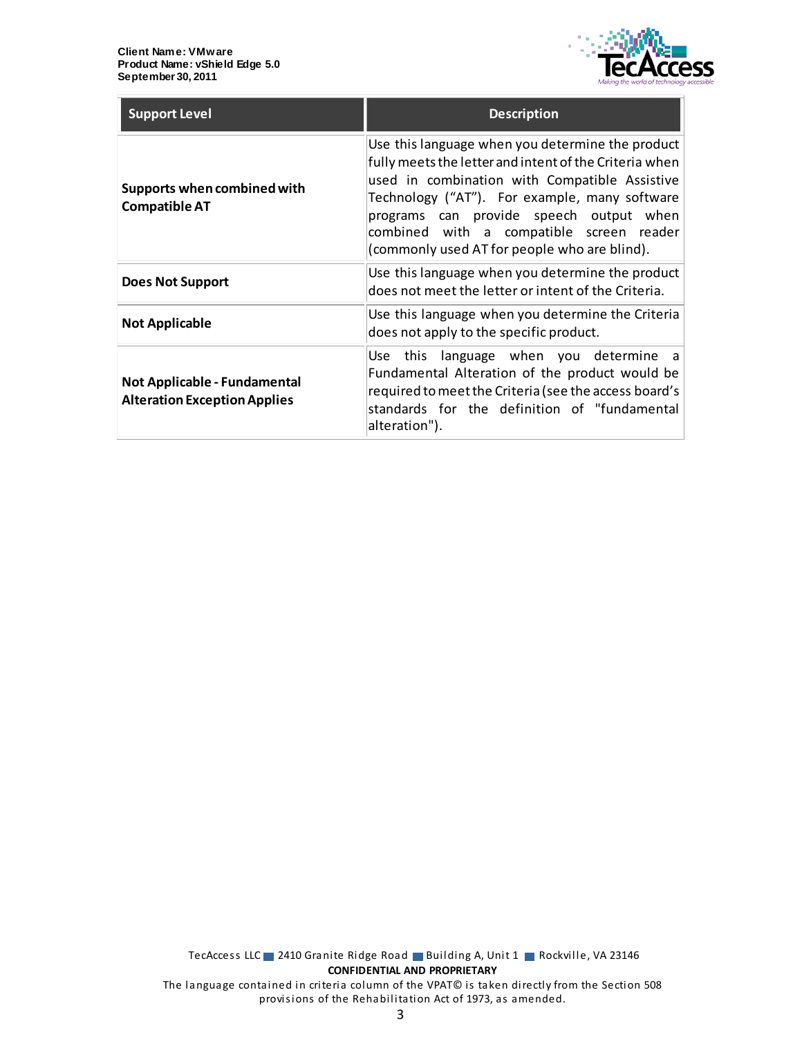| Support Level | Description |
| --- | --- |
| **Supports when combined with Compatible AT** | Use this language when you determine the product fully meets the letter and intent of the Criteria when used in combination with Compatible Assistive Technology ("AT"). For example, many software programs can provide speech output when combined with a compatible screen reader (commonly used AT for people who are blind). |
| **Does Not Support** | Use this language when you determine the product does not meet the letter or intent of the Criteria. |
| **Not Applicable** | Use this language when you determine the Criteria does not apply to the specific product. |
| **Not Applicable - Fundamental Alteration Exception Applies** | Use this language when you determine a Fundamental Alteration of the product would be required to meet the Criteria (see the access board's standards for the definition of "fundamental alteration"). |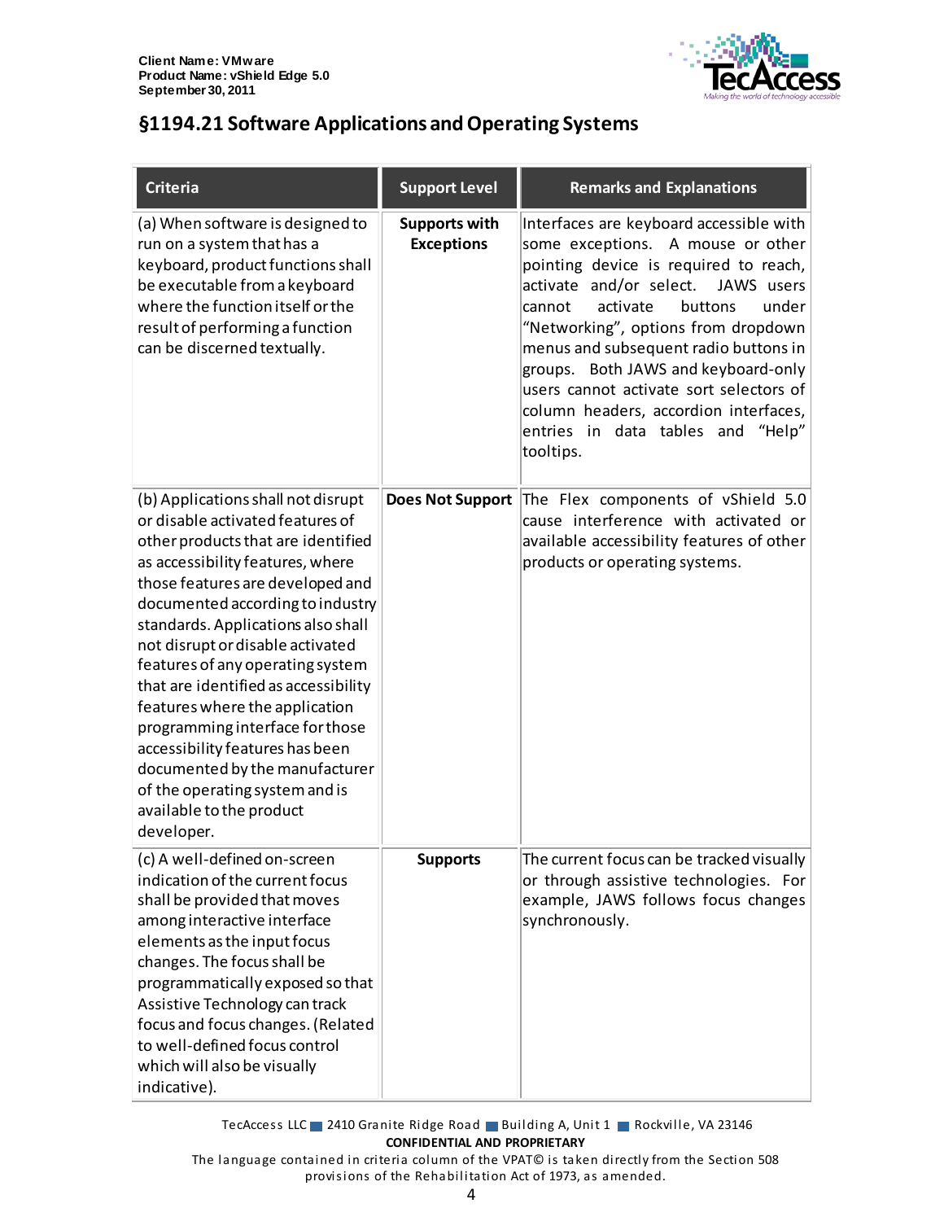## §1194.21 Software Applications and Operating Systems

| Criteria | Support Level | Remarks and Explanations |
|---|---|---|
| (a) When software is designed to run on a system that has a keyboard, product functions shall be executable from a keyboard where the function itself or the result of performing a function can be discerned textually. | **Supports with Exceptions** | Interfaces are keyboard accessible with some exceptions. A mouse or other pointing device is required to reach, activate and/or select. JAWS users cannot activate buttons under "Networking", options from dropdown menus and subsequent radio buttons in groups. Both JAWS and keyboard-only users cannot activate sort selectors of column headers, accordion interfaces, entries in data tables and "Help" tooltips. |
| (b) Applications shall not disrupt or disable activated features of other products that are identified as accessibility features, where those features are developed and documented according to industry standards. Applications also shall not disrupt or disable activated features of any operating system that are identified as accessibility features where the application programming interface for those accessibility features has been documented by the manufacturer of the operating system and is available to the product developer. | **Does Not Support** | The Flex components of vShield 5.0 cause interference with activated or available accessibility features of other products or operating systems. |
| (c) A well-defined on-screen indication of the current focus shall be provided that moves among interactive interface elements as the input focus changes. The focus shall be programmatically exposed so that Assistive Technology can track focus and focus changes. (Related to well-defined focus control which will also be visually indicative). | **Supports** | The current focus can be tracked visually or through assistive technologies. For example, JAWS follows focus changes synchronously. |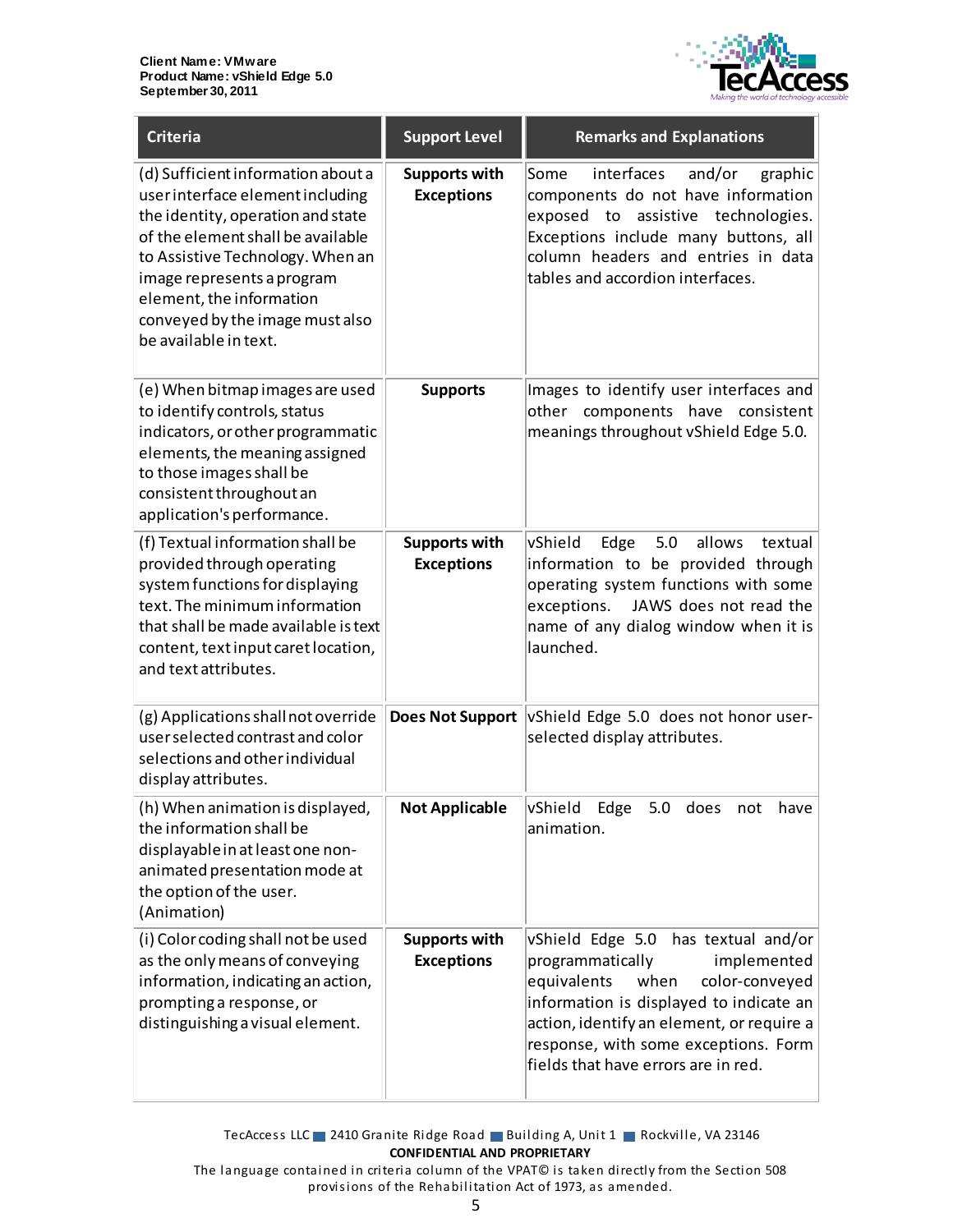| Criteria | Support Level | Remarks and Explanations |
|---|---|---|
| (d) Sufficient information about a user interface element including the identity, operation and state of the element shall be available to Assistive Technology. When an image represents a program element, the information conveyed by the image must also be available in text. | **Supports with Exceptions** | Some interfaces and/or graphic components do not have information exposed to assistive technologies. Exceptions include many buttons, all column headers and entries in data tables and accordion interfaces. |
| (e) When bitmap images are used to identify controls, status indicators, or other programmatic elements, the meaning assigned to those images shall be consistent throughout an application's performance. | **Supports** | Images to identify user interfaces and other components have consistent meanings throughout vShield Edge 5.0. |
| (f) Textual information shall be provided through operating system functions for displaying text. The minimum information that shall be made available is text content, text input caret location, and text attributes. | **Supports with Exceptions** | vShield Edge 5.0 allows textual information to be provided through operating system functions with some exceptions. JAWS does not read the name of any dialog window when it is launched. |
| (g) Applications shall not override user selected contrast and color selections and other individual display attributes. | **Does Not Support** | vShield Edge 5.0 does not honor user-selected display attributes. |
| (h) When animation is displayed, the information shall be displayable in at least one non-animated presentation mode at the option of the user. (Animation) | **Not Applicable** | vShield Edge 5.0 does not have animation. |
| (i) Color coding shall not be used as the only means of conveying information, indicating an action, prompting a response, or distinguishing a visual element. | **Supports with Exceptions** | vShield Edge 5.0 has textual and/or programmatically implemented equivalents when color-conveyed information is displayed to indicate an action, identify an element, or require a response, with some exceptions. Form fields that have errors are in red. |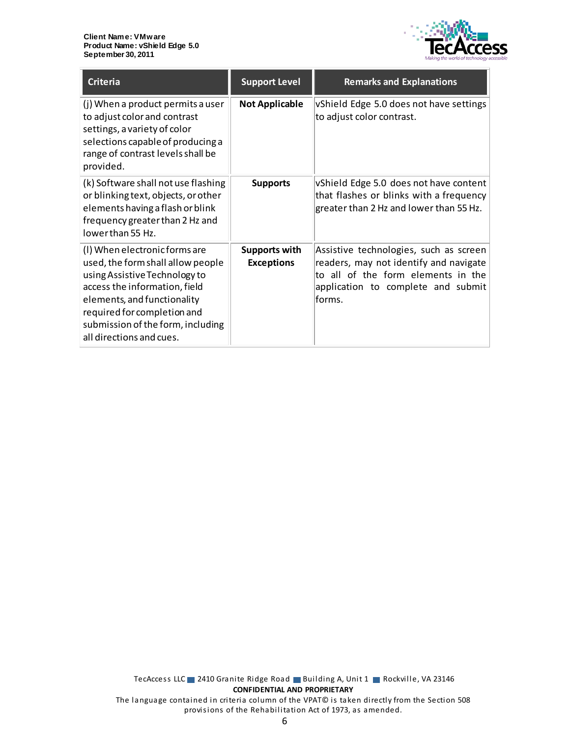| Criteria | Support Level | Remarks and Explanations |
| --- | --- | --- |
| (j) When a product permits a user to adjust color and contrast settings, a variety of color selections capable of producing a range of contrast levels shall be provided. | **Not Applicable** | vShield Edge 5.0 does not have settings to adjust color contrast. |
| (k) Software shall not use flashing or blinking text, objects, or other elements having a flash or blink frequency greater than 2 Hz and lower than 55 Hz. | **Supports** | vShield Edge 5.0 does not have content that flashes or blinks with a frequency greater than 2 Hz and lower than 55 Hz. |
| (l) When electronic forms are used, the form shall allow people using Assistive Technology to access the information, field elements, and functionality required for completion and submission of the form, including all directions and cues. | **Supports with Exceptions** | Assistive technologies, such as screen readers, may not identify and navigate to all of the form elements in the application to complete and submit forms. |

TecAccess LLC 2410 Granite Ridge Road Building A, Unit 1 Rockville, VA 23146

**CONFIDENTIAL AND PROPRIETARY**

The language contained in criteria column of the VPAT© is taken directly from the Section 508 provisions of the Rehabilitation Act of 1973, as amended.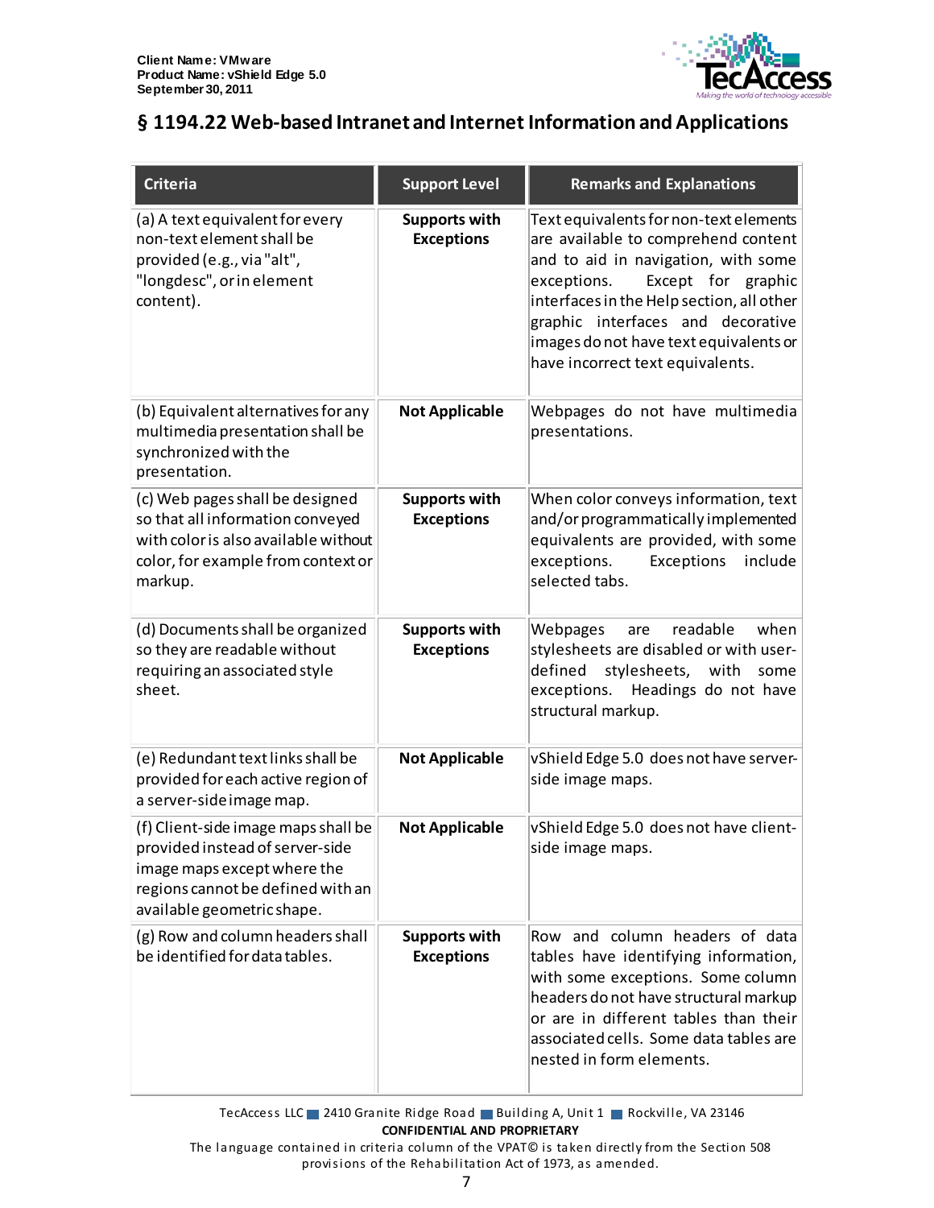## § 1194.22 Web-based Intranet and Internet Information and Applications

| Criteria | Support Level | Remarks and Explanations |
| --- | --- | --- |
| (a) A text equivalent for every non-text element shall be provided (e.g., via "alt", "longdesc", or in element content). | **Supports with Exceptions** | Text equivalents for non-text elements are available to comprehend content and to aid in navigation, with some exceptions. Except for graphic interfaces in the Help section, all other graphic interfaces and decorative images do not have text equivalents or have incorrect text equivalents. |
| (b) Equivalent alternatives for any multimedia presentation shall be synchronized with the presentation. | **Not Applicable** | Webpages do not have multimedia presentations. |
| (c) Web pages shall be designed so that all information conveyed with color is also available without color, for example from context or markup. | **Supports with Exceptions** | When color conveys information, text and/or programmatically implemented equivalents are provided, with some exceptions. Exceptions include selected tabs. |
| (d) Documents shall be organized so they are readable without requiring an associated style sheet. | **Supports with Exceptions** | Webpages are readable when stylesheets are disabled or with user-defined stylesheets, with some exceptions. Headings do not have structural markup. |
| (e) Redundant text links shall be provided for each active region of a server-side image map. | **Not Applicable** | vShield Edge 5.0 does not have server-side image maps. |
| (f) Client-side image maps shall be provided instead of server-side image maps except where the regions cannot be defined with an available geometric shape. | **Not Applicable** | vShield Edge 5.0 does not have client-side image maps. |
| (g) Row and column headers shall be identified for data tables. | **Supports with Exceptions** | Row and column headers of data tables have identifying information, with some exceptions. Some column headers do not have structural markup or are in different tables than their associated cells. Some data tables are nested in form elements. |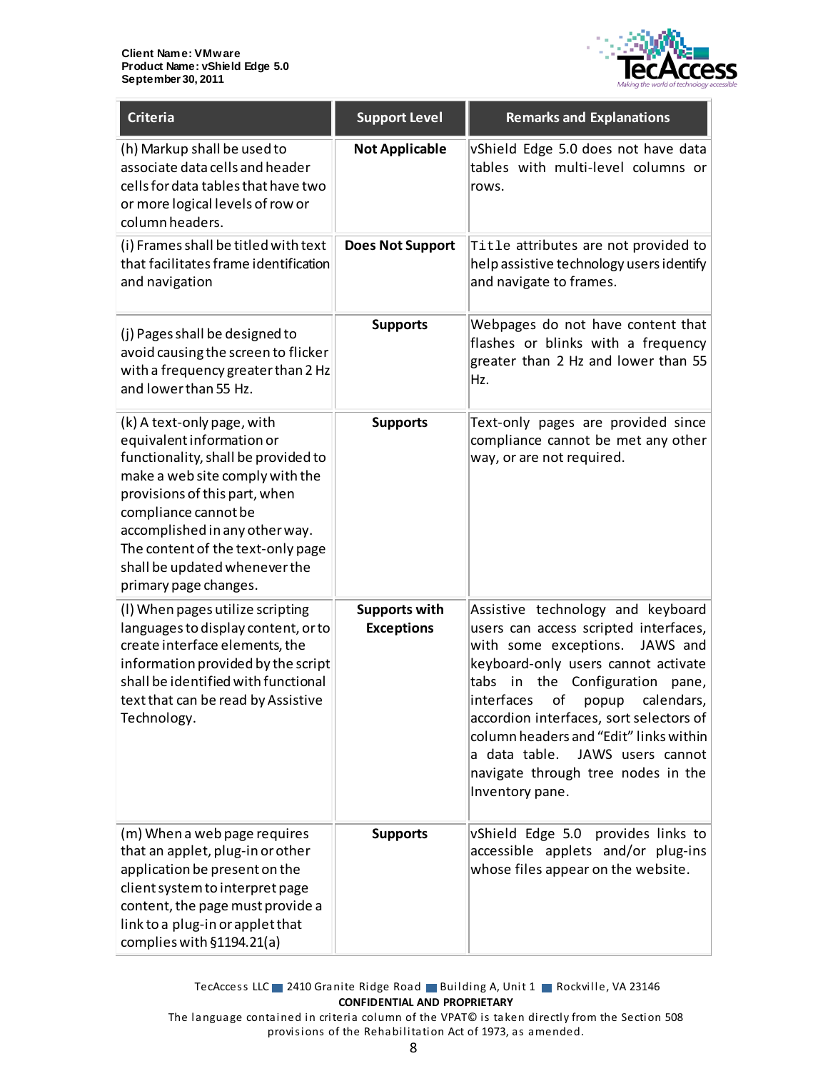| Criteria | Support Level | Remarks and Explanations |
|---|---|---|
| (h) Markup shall be used to associate data cells and header cells for data tables that have two or more logical levels of row or column headers. | **Not Applicable** | vShield Edge 5.0 does not have data tables with multi-level columns or rows. |
| (i) Frames shall be titled with text that facilitates frame identification and navigation | **Does Not Support** | `Title` attributes are not provided to help assistive technology users identify and navigate to frames. |
| (j) Pages shall be designed to avoid causing the screen to flicker with a frequency greater than 2 Hz and lower than 55 Hz. | **Supports** | Webpages do not have content that flashes or blinks with a frequency greater than 2 Hz and lower than 55 Hz. |
| (k) A text-only page, with equivalent information or functionality, shall be provided to make a web site comply with the provisions of this part, when compliance cannot be accomplished in any other way. The content of the text-only page shall be updated whenever the primary page changes. | **Supports** | Text-only pages are provided since compliance cannot be met any other way, or are not required. |
| (l) When pages utilize scripting languages to display content, or to create interface elements, the information provided by the script shall be identified with functional text that can be read by Assistive Technology. | **Supports with Exceptions** | Assistive technology and keyboard users can access scripted interfaces, with some exceptions. JAWS and keyboard-only users cannot activate tabs in the Configuration pane, interfaces of popup calendars, accordion interfaces, sort selectors of column headers and "Edit" links within a data table. JAWS users cannot navigate through tree nodes in the Inventory pane. |
| (m) When a web page requires that an applet, plug-in or other application be present on the client system to interpret page content, the page must provide a link to a plug-in or applet that complies with §1194.21(a) | **Supports** | vShield Edge 5.0 provides links to accessible applets and/or plug-ins whose files appear on the website. |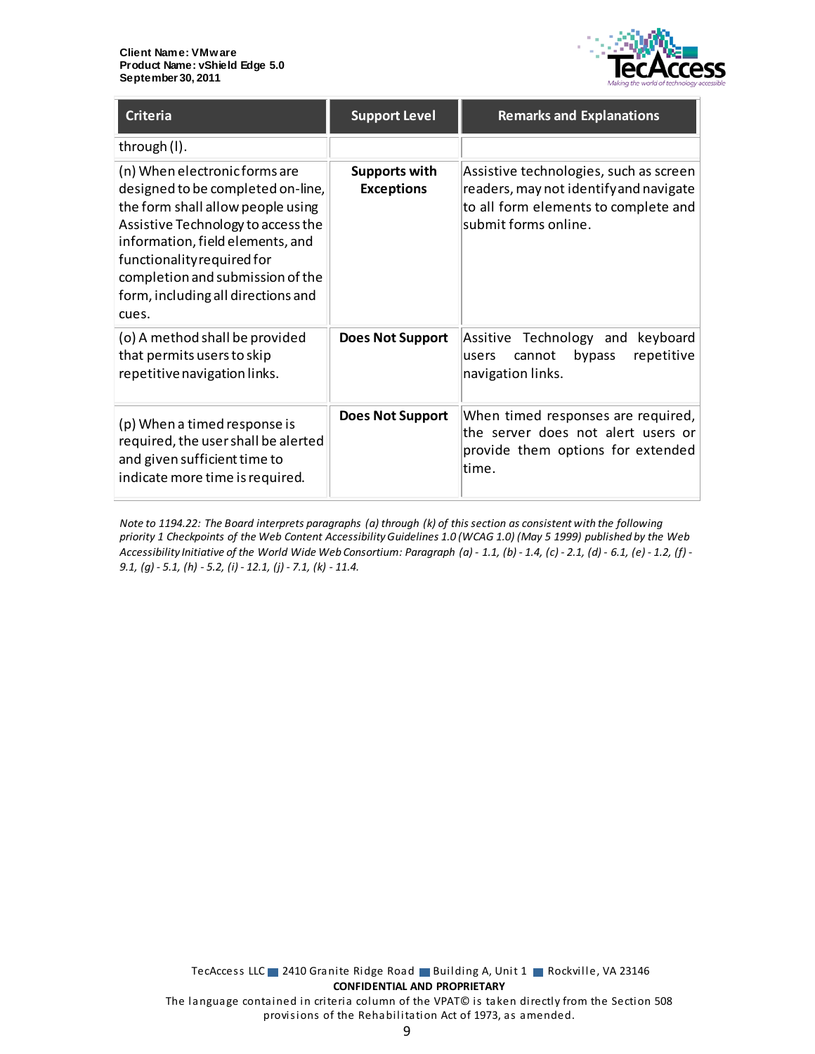| Criteria | Support Level | Remarks and Explanations |
|---|---|---|
| through (l). | | |
| (n) When electronic forms are designed to be completed on-line, the form shall allow people using Assistive Technology to access the information, field elements, and functionality required for completion and submission of the form, including all directions and cues. | **Supports with Exceptions** | Assistive technologies, such as screen readers, may not identify and navigate to all form elements to complete and submit forms online. |
| (o) A method shall be provided that permits users to skip repetitive navigation links. | **Does Not Support** | Assitive Technology and keyboard users cannot bypass repetitive navigation links. |
| (p) When a timed response is required, the user shall be alerted and given sufficient time to indicate more time is required. | **Does Not Support** | When timed responses are required, the server does not alert users or provide them options for extended time. |

*Note to 1194.22: The Board interprets paragraphs (a) through (k) of this section as consistent with the following priority 1 Checkpoints of the Web Content Accessibility Guidelines 1.0 (WCAG 1.0) (May 5 1999) published by the Web Accessibility Initiative of the World Wide Web Consortium: Paragraph (a) - 1.1, (b) - 1.4, (c) - 2.1, (d) - 6.1, (e) - 1.2, (f) - 9.1, (g) - 5.1, (h) - 5.2, (i) - 12.1, (j) - 7.1, (k) - 11.4.*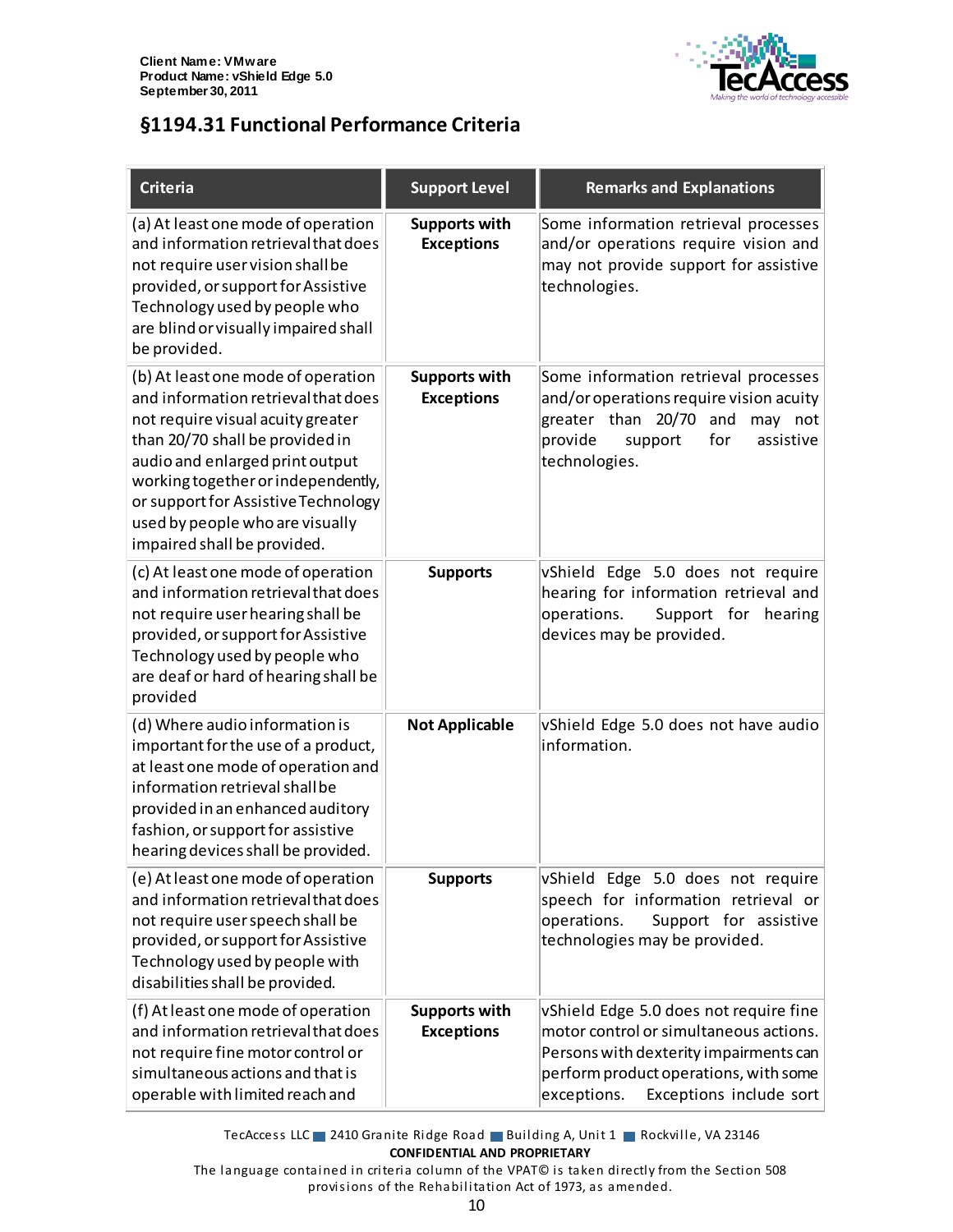## §1194.31 Functional Performance Criteria

| Criteria | Support Level | Remarks and Explanations |
|---|---|---|
| (a) At least one mode of operation and information retrieval that does not require user vision shall be provided, or support for Assistive Technology used by people who are blind or visually impaired shall be provided. | **Supports with Exceptions** | Some information retrieval processes and/or operations require vision and may not provide support for assistive technologies. |
| (b) At least one mode of operation and information retrieval that does not require visual acuity greater than 20/70 shall be provided in audio and enlarged print output working together or independently, or support for Assistive Technology used by people who are visually impaired shall be provided. | **Supports with Exceptions** | Some information retrieval processes and/or operations require vision acuity greater than 20/70 and may not provide support for assistive technologies. |
| (c) At least one mode of operation and information retrieval that does not require user hearing shall be provided, or support for Assistive Technology used by people who are deaf or hard of hearing shall be provided | **Supports** | vShield Edge 5.0 does not require hearing for information retrieval and operations. Support for hearing devices may be provided. |
| (d) Where audio information is important for the use of a product, at least one mode of operation and information retrieval shall be provided in an enhanced auditory fashion, or support for assistive hearing devices shall be provided. | **Not Applicable** | vShield Edge 5.0 does not have audio information. |
| (e) At least one mode of operation and information retrieval that does not require user speech shall be provided, or support for Assistive Technology used by people with disabilities shall be provided. | **Supports** | vShield Edge 5.0 does not require speech for information retrieval or operations. Support for assistive technologies may be provided. |
| (f) At least one mode of operation and information retrieval that does not require fine motor control or simultaneous actions and that is operable with limited reach and | **Supports with Exceptions** | vShield Edge 5.0 does not require fine motor control or simultaneous actions. Persons with dexterity impairments can perform product operations, with some exceptions. Exceptions include sort |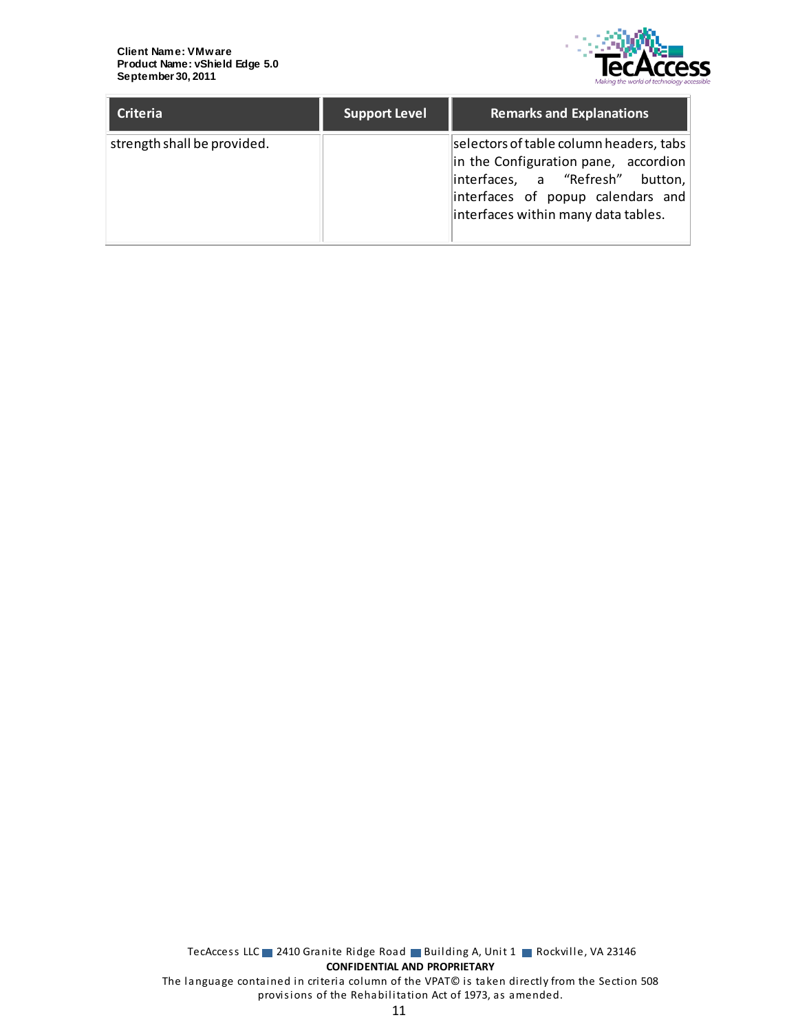| Criteria | Support Level | Remarks and Explanations |
|---|---|---|
| strength shall be provided. | | selectors of table column headers, tabs in the Configuration pane, accordion interfaces, a "Refresh" button, interfaces of popup calendars and interfaces within many data tables. |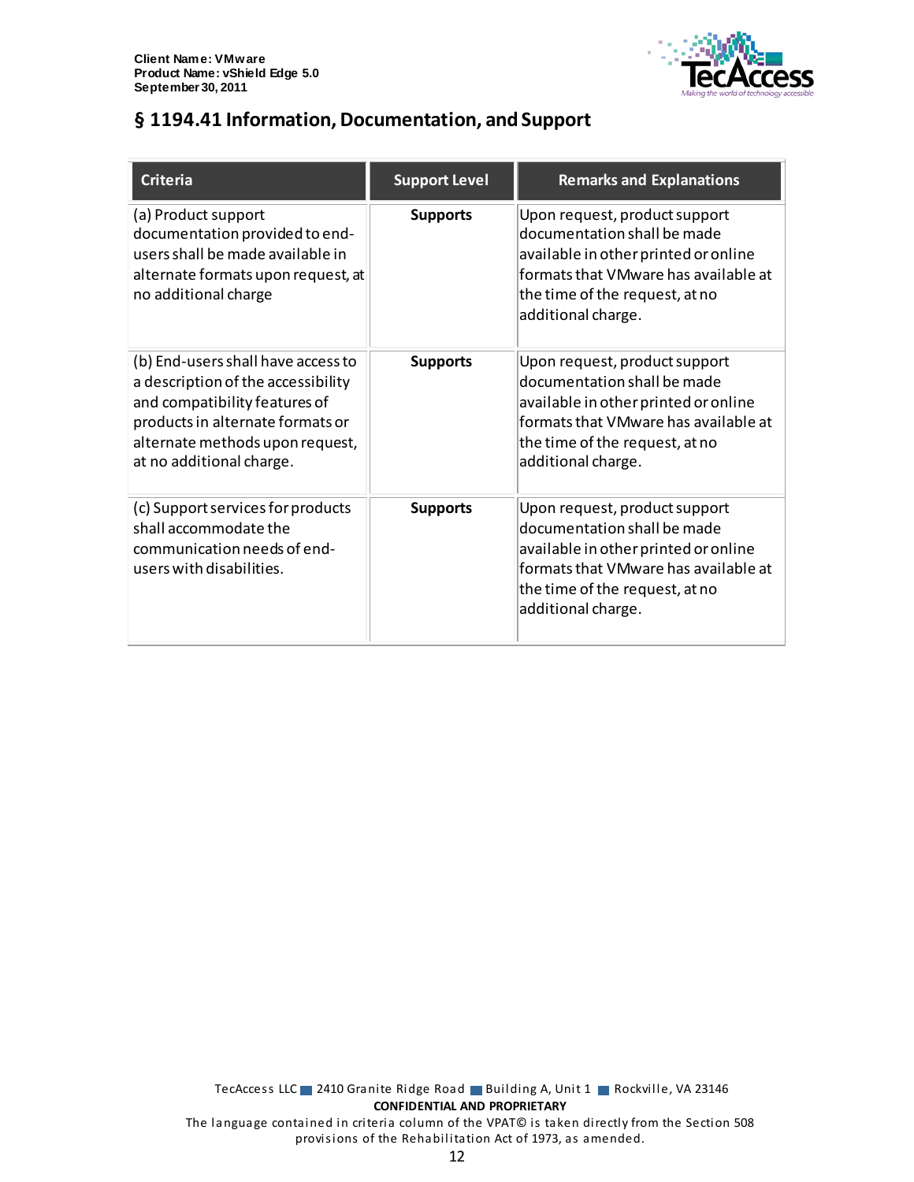## § 1194.41 Information, Documentation, and Support

| Criteria | Support Level | Remarks and Explanations |
|---|---|---|
| (a) Product support documentation provided to end-users shall be made available in alternate formats upon request, at no additional charge | **Supports** | Upon request, product support documentation shall be made available in other printed or online formats that VMware has available at the time of the request, at no additional charge. |
| (b) End-users shall have access to a description of the accessibility and compatibility features of products in alternate formats or alternate methods upon request, at no additional charge. | **Supports** | Upon request, product support documentation shall be made available in other printed or online formats that VMware has available at the time of the request, at no additional charge. |
| (c) Support services for products shall accommodate the communication needs of end-users with disabilities. | **Supports** | Upon request, product support documentation shall be made available in other printed or online formats that VMware has available at the time of the request, at no additional charge. |